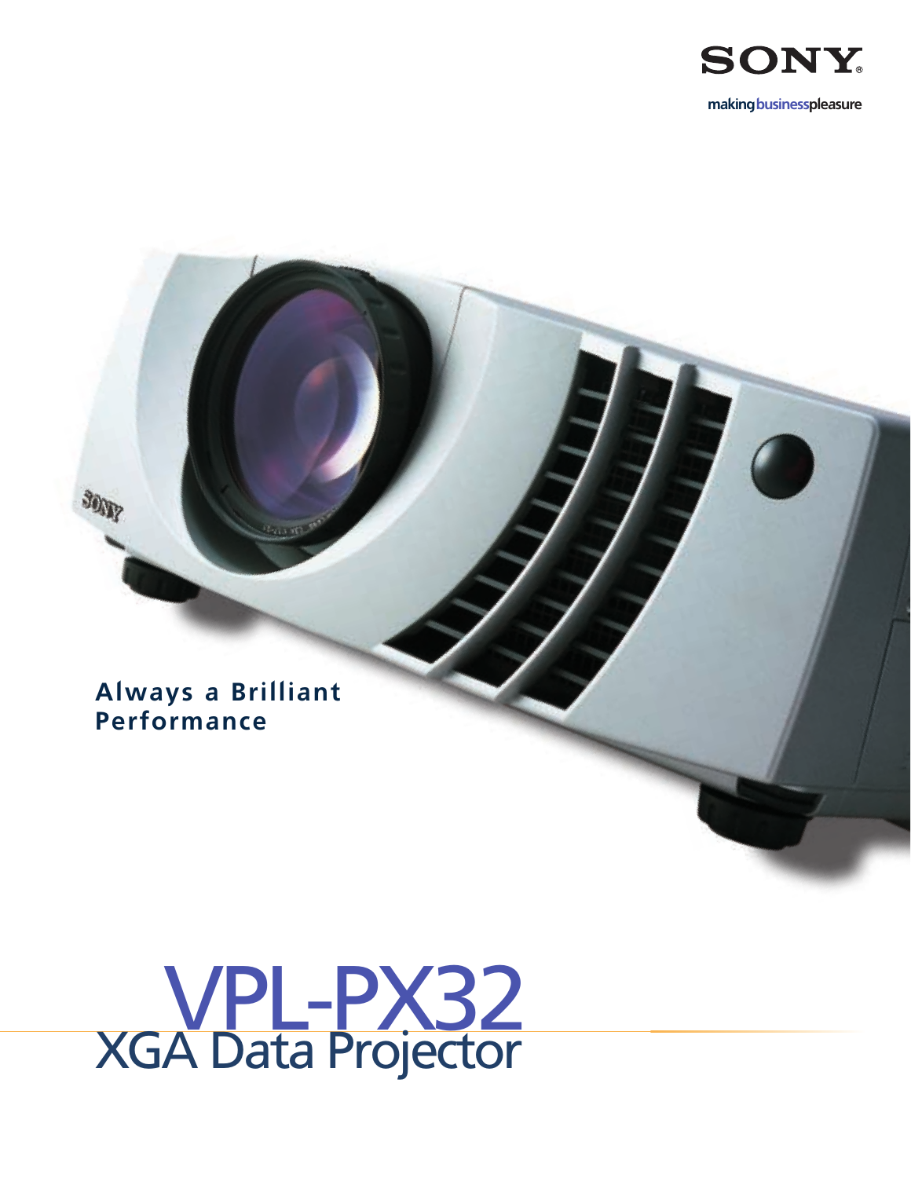SONY

making business pleasure

**Always a Brilliant Performance**

# VPL-PX32

## XGA Data Projector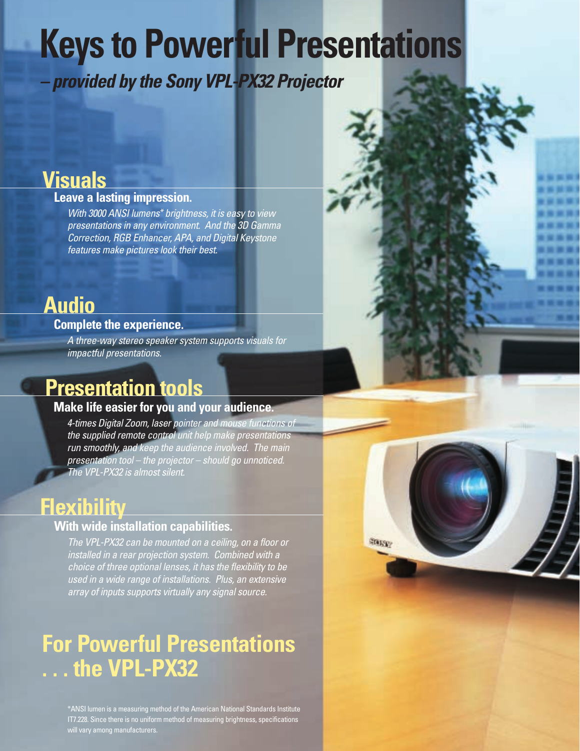# Keys to Powerful Presentations

***– provided by the Sony VPL-PX32 Projector***

## Visuals

### Leave a lasting impression.

*With 3000 ANSI lumens* brightness, it is easy to view presentations in any environment. And the 3D Gamma Correction, RGB Enhancer, APA, and Digital Keystone features make pictures look their best.*

## Audio

### Complete the experience.

*A three-way stereo speaker system supports visuals for impactful presentations.*

## Presentation tools

### Make life easier for you and your audience.

*4-times Digital Zoom, laser pointer and mouse functions of the supplied remote control unit help make presentations run smoothly, and keep the audience involved. The main presentation tool – the projector – should go unnoticed. The VPL-PX32 is almost silent.*

## Flexibility

### With wide installation capabilities.

*The VPL-PX32 can be mounted on a ceiling, on a floor or installed in a rear projection system. Combined with a choice of three optional lenses, it has the flexibility to be used in a wide range of installations. Plus, an extensive array of inputs supports virtually any signal source.*

## For Powerful Presentations . . . the VPL-PX32

*ANSI lumen is a measuring method of the American National Standards Institute IT7.228. Since there is no uniform method of measuring brightness, specifications will vary among manufacturers.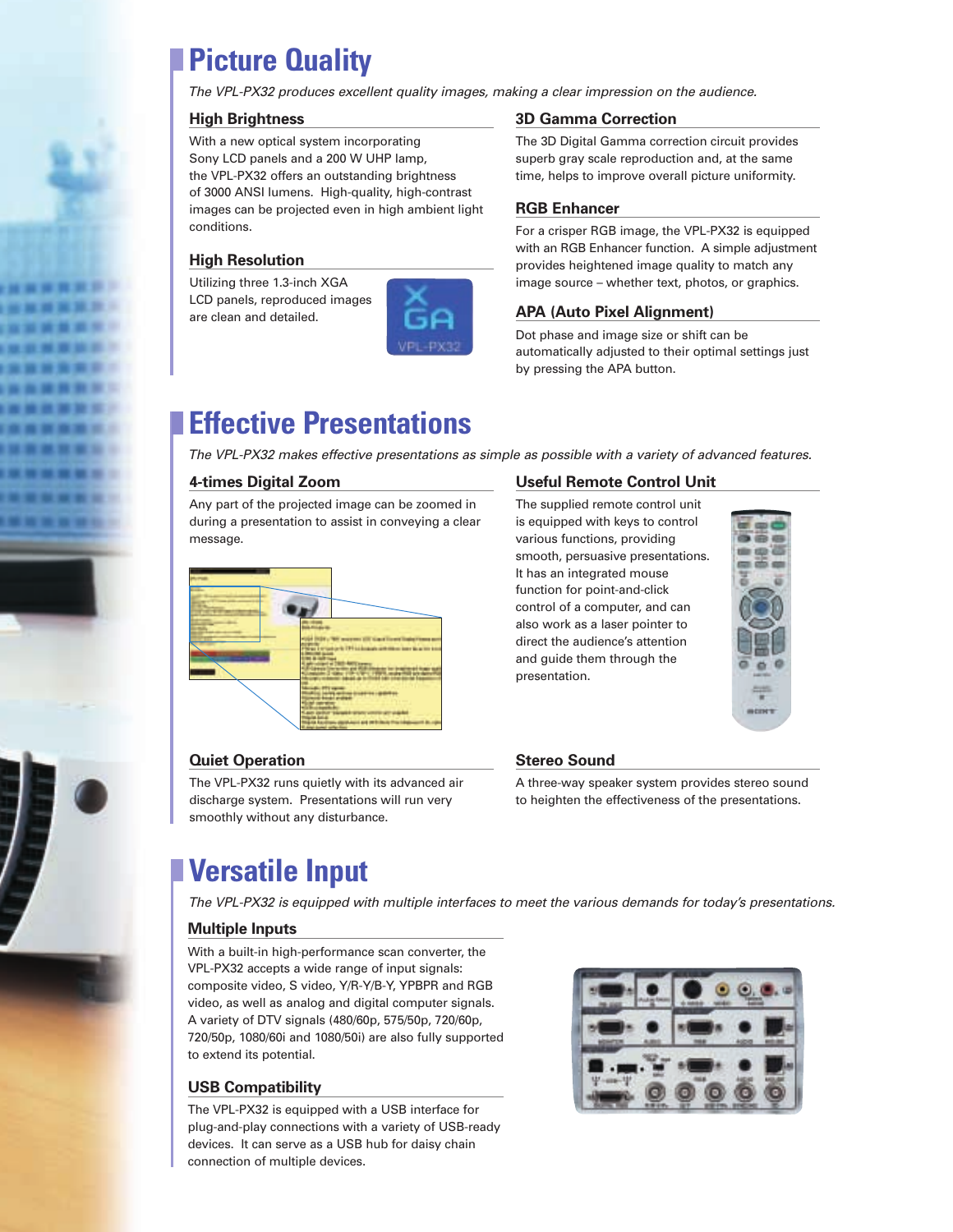# Picture Quality

*The VPL-PX32 produces excellent quality images, making a clear impression on the audience.*

### High Brightness

With a new optical system incorporating Sony LCD panels and a 200 W UHP lamp, the VPL-PX32 offers an outstanding brightness of 3000 ANSI lumens. High-quality, high-contrast images can be projected even in high ambient light conditions.

### High Resolution

Utilizing three 1.3-inch XGA LCD panels, reproduced images are clean and detailed.

### 3D Gamma Correction

The 3D Digital Gamma correction circuit provides superb gray scale reproduction and, at the same time, helps to improve overall picture uniformity.

### RGB Enhancer

For a crisper RGB image, the VPL-PX32 is equipped with an RGB Enhancer function. A simple adjustment provides heightened image quality to match any image source – whether text, photos, or graphics.

### APA (Auto Pixel Alignment)

Dot phase and image size or shift can be automatically adjusted to their optimal settings just by pressing the APA button.

# Effective Presentations

*The VPL-PX32 makes effective presentations as simple as possible with a variety of advanced features.*

### 4-times Digital Zoom

Any part of the projected image can be zoomed in during a presentation to assist in conveying a clear message.

### Useful Remote Control Unit

The supplied remote control unit is equipped with keys to control various functions, providing smooth, persuasive presentations. It has an integrated mouse function for point-and-click control of a computer, and can also work as a laser pointer to direct the audience's attention and guide them through the presentation.

### Quiet Operation

The VPL-PX32 runs quietly with its advanced air discharge system. Presentations will run very smoothly without any disturbance.

### Stereo Sound

A three-way speaker system provides stereo sound to heighten the effectiveness of the presentations.

# Versatile Input

*The VPL-PX32 is equipped with multiple interfaces to meet the various demands for today's presentations.*

### Multiple Inputs

With a built-in high-performance scan converter, the VPL-PX32 accepts a wide range of input signals: composite video, S video, Y/R-Y/B-Y, YPBPR and RGB video, as well as analog and digital computer signals. A variety of DTV signals (480/60p, 575/50p, 720/60p, 720/50p, 1080/60i and 1080/50i) are also fully supported to extend its potential.

### USB Compatibility

The VPL-PX32 is equipped with a USB interface for plug-and-play connections with a variety of USB-ready devices. It can serve as a USB hub for daisy chain connection of multiple devices.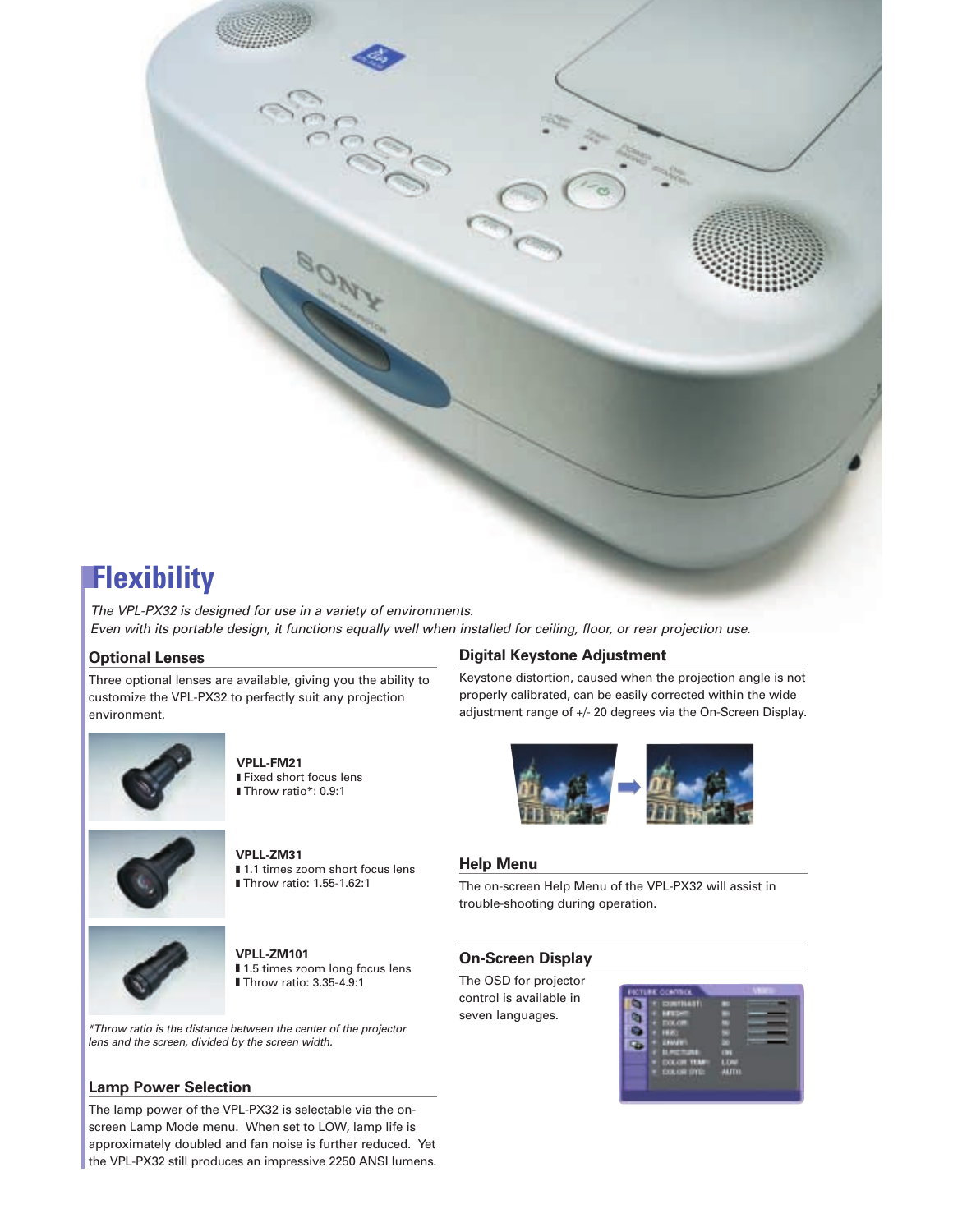# Flexibility

*The VPL-PX32 is designed for use in a variety of environments.*
*Even with its portable design, it functions equally well when installed for ceiling, floor, or rear projection use.*

## Optional Lenses

Three optional lenses are available, giving you the ability to customize the VPL-PX32 to perfectly suit any projection environment.

**VPLL-FM21**
- Fixed short focus lens
- Throw ratio*: 0.9:1

**VPLL-ZM31**
- 1.1 times zoom short focus lens
- Throw ratio: 1.55-1.62:1

**VPLL-ZM101**
- 1.5 times zoom long focus lens
- Throw ratio: 3.35-4.9:1

*Throw ratio is the distance between the center of the projector lens and the screen, divided by the screen width.*

## Lamp Power Selection

The lamp power of the VPL-PX32 is selectable via the on-screen Lamp Mode menu. When set to LOW, lamp life is approximately doubled and fan noise is further reduced. Yet the VPL-PX32 still produces an impressive 2250 ANSI lumens.

## Digital Keystone Adjustment

Keystone distortion, caused when the projection angle is not properly calibrated, can be easily corrected within the wide adjustment range of +/- 20 degrees via the On-Screen Display.

## Help Menu

The on-screen Help Menu of the VPL-PX32 will assist in trouble-shooting during operation.

## On-Screen Display

The OSD for projector control is available in seven languages.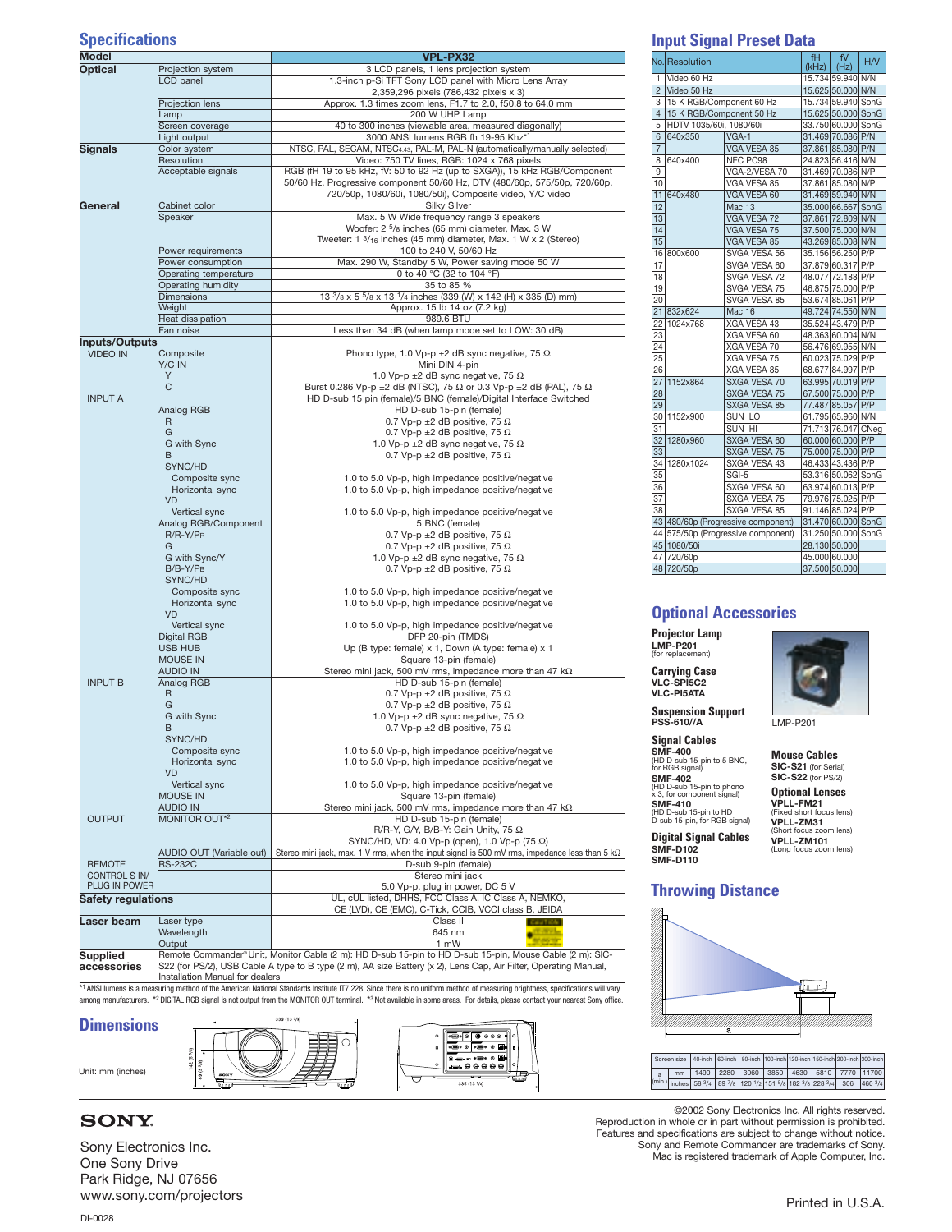## Specifications

| Model | | VPL-PX32 |
|---|---|---|
| **Optical** | Projection system | 3 LCD panels, 1 lens projection system |
| | LCD panel | 1.3-inch p-Si TFT Sony LCD panel with Micro Lens Array 2,359,296 pixels (786,432 pixels x 3) |
| | Projection lens | Approx. 1.3 times zoom lens, F1.7 to 2.0, f50.8 to 64.0 mm |
| | Lamp | 200 W UHP Lamp |
| | Screen coverage | 40 to 300 inches (viewable area, measured diagonally) |
| | Light output | 3000 ANSI lumens RGB fh 19-95 Khz*1 |
| **Signals** | Color system | NTSC, PAL, SECAM, NTSC4.43, PAL-M, PAL-N (automatically/manually selected) |
| | Resolution | Video: 750 TV lines, RGB: 1024 x 768 pixels |
| | Acceptable signals | RGB (fH 19 to 95 kHz, fV: 50 to 92 Hz (up to SXGA)), 15 kHz RGB/Component 50/60 Hz, Progressive component 50/60 Hz, DTV (480/60p, 575/50p, 720/60p, 720/50p, 1080/60i, 1080/50i), Composite video, Y/C video |
| **General** | Cabinet color | Silky Silver |
| | Speaker | Max. 5 W Wide frequency range 3 speakers Woofer: 2 5/8 inches (65 mm) diameter, Max. 3 W Tweeter: 1 3/16 inches (45 mm) diameter, Max. 1 W x 2 (Stereo) |
| | Power requirements | 100 to 240 V, 50/60 Hz |
| | Power consumption | Max. 290 W, Standby 5 W, Power saving mode 50 W |
| | Operating temperature | 0 to 40 °C (32 to 104 °F) |
| | Operating humidity | 35 to 85 % |
| | Dimensions | 13 3/8 x 5 5/8 x 13 1/4 inches (339 (W) x 142 (H) x 335 (D) mm) |
| | Weight | Approx. 15 lb 14 oz (7.2 kg) |
| | Heat dissipation | 989.6 BTU |
| | Fan noise | Less than 34 dB (when lamp mode set to LOW: 30 dB) |
| **Inputs/Outputs** | | |
| VIDEO IN | Composite | Phono type, 1.0 Vp-p ±2 dB sync negative, 75 Ω |
| | Y/C IN | Mini DIN 4-pin |
| | Y | 1.0 Vp-p ±2 dB sync negative, 75 Ω |
| | C | Burst 0.286 Vp-p ±2 dB (NTSC), 75 Ω or 0.3 Vp-p ±2 dB (PAL), 75 Ω |
| INPUT A | | HD D-sub 15 pin (female)/5 BNC (female)/Digital Interface Switched |
| | Analog RGB | HD D-sub 15-pin (female) |
| | R | 0.7 Vp-p ±2 dB positive, 75 Ω |
| | G | 0.7 Vp-p ±2 dB positive, 75 Ω |
| | G with Sync | 1.0 Vp-p ±2 dB sync negative, 75 Ω |
| | B | 0.7 Vp-p ±2 dB positive, 75 Ω |
| | SYNC/HD | |
| | Composite sync | 1.0 to 5.0 Vp-p, high impedance positive/negative |
| | Horizontal sync | 1.0 to 5.0 Vp-p, high impedance positive/negative |
| | VD | |
| | Vertical sync | 1.0 to 5.0 Vp-p, high impedance positive/negative |
| | Analog RGB/Component | 5 BNC (female) |
| | R/R-Y/PR | 0.7 Vp-p ±2 dB positive, 75 Ω |
| | G | 0.7 Vp-p ±2 dB positive, 75 Ω |
| | G with Sync/Y | 1.0 Vp-p ±2 dB sync negative, 75 Ω |
| | B/B-Y/PB | 0.7 Vp-p ±2 dB positive, 75 Ω |
| | SYNC/HD | |
| | Composite sync | 1.0 to 5.0 Vp-p, high impedance positive/negative |
| | Horizontal sync | 1.0 to 5.0 Vp-p, high impedance positive/negative |
| | VD | |
| | Vertical sync | 1.0 to 5.0 Vp-p, high impedance positive/negative |
| | Digital RGB | DFP 20-pin (TMDS) |
| | USB HUB | Up (B type: female) x 1, Down (A type: female) x 1 |
| | MOUSE IN | Square 13-pin (female) |
| | AUDIO IN | Stereo mini jack, 500 mV rms, impedance more than 47 kΩ |
| INPUT B | Analog RGB | HD D-sub 15-pin (female) |
| | R | 0.7 Vp-p ±2 dB positive, 75 Ω |
| | G | 0.7 Vp-p ±2 dB positive, 75 Ω |
| | G with Sync | 1.0 Vp-p ±2 dB sync negative, 75 Ω |
| | B | 0.7 Vp-p ±2 dB positive, 75 Ω |
| | SYNC/HD | |
| | Composite sync | 1.0 to 5.0 Vp-p, high impedance positive/negative |
| | Horizontal sync | 1.0 to 5.0 Vp-p, high impedance positive/negative |
| | VD | |
| | Vertical sync | 1.0 to 5.0 Vp-p, high impedance positive/negative |
| | MOUSE IN | Square 13-pin (female) |
| | AUDIO IN | Stereo mini jack, 500 mV rms, impedance more than 47 kΩ |
| OUTPUT | MONITOR OUT*2 | HD D-sub 15-pin (female) R/R-Y, G/Y, B/B-Y: Gain Unity, 75 Ω SYNC/HD, VD: 4.0 Vp-p (open), 1.0 Vp-p (75 Ω) |
| | AUDIO OUT (Variable out) | Stereo mini jack, max. 1 V rms, when the input signal is 500 mV rms, impedance less than 5 kΩ |
| REMOTE | RS-232C | D-sub 9-pin (female) |
| CONTROL S IN/ PLUG IN POWER | | Stereo mini jack 5.0 Vp-p, plug in power, DC 5 V |
| **Safety regulations** | | UL, cUL listed, DHHS, FCC Class A, IC Class A, NEMKO, CE (LVD), CE (EMC), C-Tick, CCIB, VCCI class B, JEIDA |
| **Laser beam** | Laser type | Class II |
| | Wavelength | 645 nm |
| | Output | 1 mW |
| **Supplied accessories** | | Remote Commander® Unit, Monitor Cable (2 m): HD D-sub 15-pin to HD D-sub 15-pin, Mouse Cable (2 m): SIC-S22 (for PS/2), USB Cable A type to B type (2 m), AA size Battery (x 2), Lens Cap, Air Filter, Operating Manual, Installation Manual for dealers |

*1 ANSI lumens is a measuring method of the American National Standards Institute IT7.228. Since there is no uniform method of measuring brightness, specifications will vary among manufacturers. *2 DIGITAL RGB signal is not output from the MONITOR OUT terminal. *3 Not available in some areas. For details, please contact your nearest Sony office.

## Dimensions

Unit: mm (inches)

339 (13 3/8)
142 (5 5/8)
335 (13 1/4)

## Input Signal Preset Data

| No. | Resolution | | fH (kHz) | fV (Hz) | H/V |
|---|---|---|---|---|---|
| 1 | Video 60 Hz | | 15.734 | 59.940 | N/N |
| 2 | Video 50 Hz | | 15.625 | 50.000 | N/N |
| 3 | 15 K RGB/Component 60 Hz | | 15.734 | 59.940 | SonG |
| 4 | 15 K RGB/Component 50 Hz | | 15.625 | 50.000 | SonG |
| 5 | HDTV 1035/60i, 1080/60i | | 33.750 | 60.000 | SonG |
| 6 | 640x350 | VGA-1 | 31.469 | 70.086 | P/N |
| 7 | | VGA VESA 85 | 37.861 | 85.080 | P/N |
| 8 | 640x400 | NEC PC98 | 24.823 | 56.416 | N/N |
| 9 | | VGA-2/VESA 70 | 31.469 | 70.086 | N/P |
| 10 | | VGA VESA 85 | 37.861 | 85.080 | N/P |
| 11 | 640x480 | VGA VESA 60 | 31.469 | 59.940 | N/N |
| 12 | | Mac 13 | 35.000 | 66.667 | SonG |
| 13 | | VGA VESA 72 | 37.861 | 72.809 | N/N |
| 14 | | VGA VESA 75 | 37.500 | 75.000 | N/N |
| 15 | | VGA VESA 85 | 43.269 | 85.008 | N/N |
| 16 | 800x600 | SVGA VESA 56 | 35.156 | 56.250 | P/P |
| 17 | | SVGA VESA 60 | 37.879 | 60.317 | P/P |
| 18 | | SVGA VESA 72 | 48.077 | 72.188 | P/P |
| 19 | | SVGA VESA 75 | 46.875 | 75.000 | P/P |
| 20 | | SVGA VESA 85 | 53.674 | 85.061 | P/P |
| 21 | 832x624 | Mac 16 | 49.724 | 74.550 | N/N |
| 22 | 1024x768 | XGA VESA 43 | 35.524 | 43.479 | P/P |
| 23 | | XGA VESA 60 | 48.363 | 60.004 | N/N |
| 24 | | XGA VESA 70 | 56.476 | 69.955 | N/N |
| 25 | | XGA VESA 75 | 60.023 | 75.029 | P/P |
| 26 | | XGA VESA 85 | 68.677 | 84.997 | P/P |
| 27 | 1152x864 | SXGA VESA 70 | 63.995 | 70.019 | P/P |
| 28 | | SXGA VESA 75 | 67.500 | 75.000 | P/P |
| 29 | | SXGA VESA 85 | 77.487 | 85.057 | P/P |
| 30 | 1152x900 | SUN LO | 61.795 | 65.960 | N/N |
| 31 | | SUN HI | 71.713 | 76.047 | CNeg |
| 32 | 1280x960 | SXGA VESA 60 | 60.000 | 60.000 | P/P |
| 33 | | SXGA VESA 75 | 75.000 | 75.000 | P/P |
| 34 | 1280x1024 | SXGA VESA 43 | 46.433 | 43.436 | P/P |
| 35 | | SGI-5 | 53.316 | 50.062 | SonG |
| 36 | | SXGA VESA 60 | 63.974 | 60.013 | P/P |
| 37 | | SXGA VESA 75 | 79.976 | 75.025 | P/P |
| 38 | | SXGA VESA 85 | 91.146 | 85.024 | P/P |
| 43 | 480/60p (Progressive component) | | 31.470 | 60.000 | SonG |
| 44 | 575/50p (Progressive component) | | 31.250 | 50.000 | SonG |
| 45 | 1080/50i | | 28.130 | 50.000 | |
| 47 | 720/60p | | 45.000 | 60.000 | |
| 48 | 720/50p | | 37.500 | 50.000 | |

## Optional Accessories

**Projector Lamp**
**LMP-P201**
(for replacement)

LMP-P201

**Carrying Case**
**VLC-SPI5C2**
**VLC-PI5ATA**

**Suspension Support**
**PSS-610//A**

**Signal Cables**
**SMF-400**
(HD D-sub 15-pin to 5 BNC, for RGB signal)
**SMF-402**
(HD D-sub 15-pin to phono x 3, for component signal)
**SMF-410**
(HD D-sub 15-pin to HD D-sub 15-pin, for RGB signal)

**Digital Signal Cables**
**SMF-D102**
**SMF-D110**

**Mouse Cables**
**SIC-S21** (for Serial)
**SIC-S22** (for PS/2)

**Optional Lenses**
**VPLL-FM21**
(Fixed short focus lens)
**VPLL-ZM31**
(Short focus zoom lens)
**VPLL-ZM101**
(Long focus zoom lens)

## Throwing Distance

a

| Screen size | | 40-inch | 60-inch | 80-inch | 100-inch | 120-inch | 150-inch | 200-inch | 300-inch |
|---|---|---|---|---|---|---|---|---|---|
| a (min.) | mm | 1490 | 2280 | 3060 | 3850 | 4630 | 5810 | 7770 | 11700 |
| | inches | 58 3/4 | 89 7/8 | 120 1/2 | 151 5/8 | 182 3/8 | 228 3/4 | 306 | 460 3/4 |

SONY

Sony Electronics Inc.
One Sony Drive
Park Ridge, NJ 07656
www.sony.com/projectors

©2002 Sony Electronics Inc. All rights reserved.
Reproduction in whole or in part without permission is prohibited.
Features and specifications are subject to change without notice.
Sony and Remote Commander are trademarks of Sony.
Mac is registered trademark of Apple Computer, Inc.

Printed in U.S.A.

DI-0028